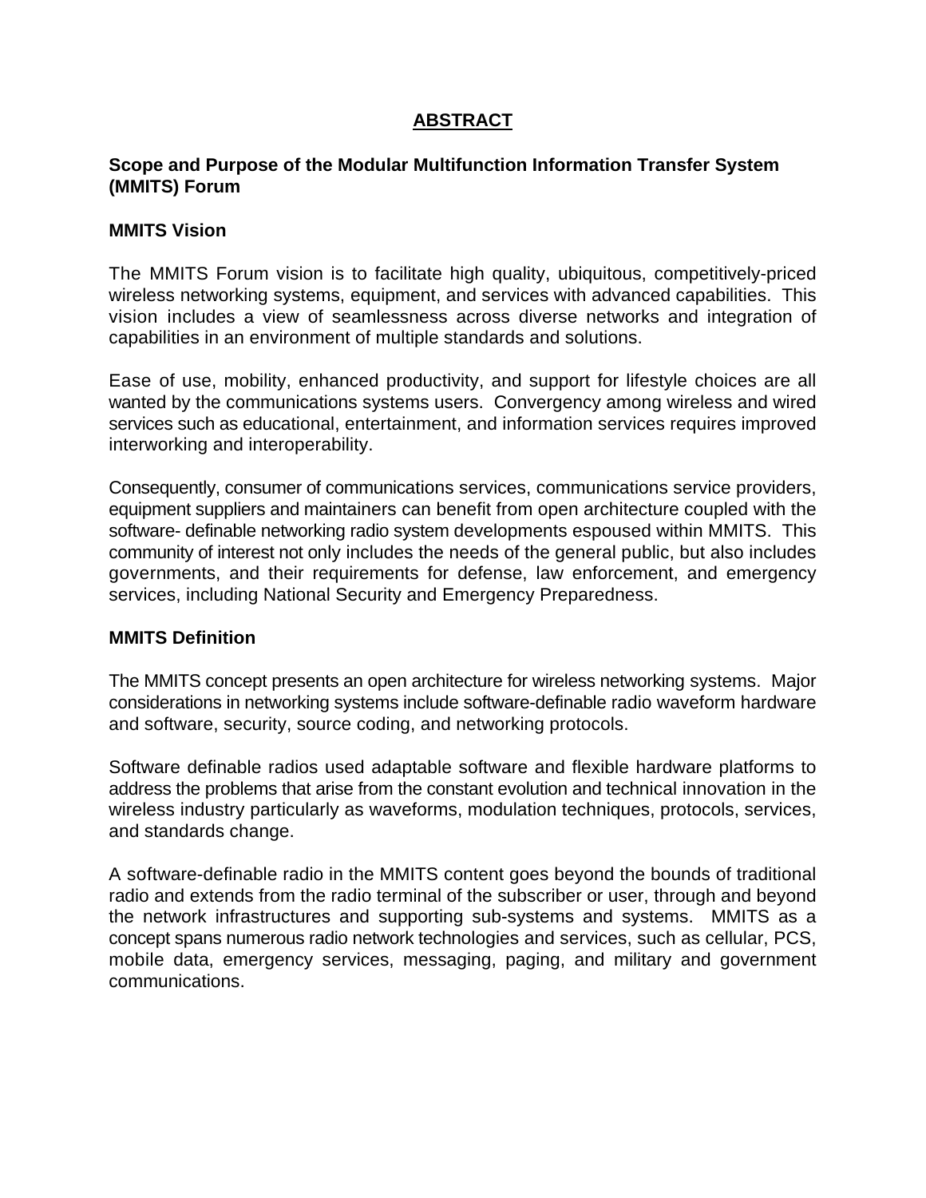# ABSTRACT

## Scope and Purpose of the Modular Multifunction Information Transfer System (MMITS) Forum

### MMITS Vision

The MMITS Forum vision is to facilitate high quality, ubiquitous, competitively-priced wireless networking systems, equipment, and services with advanced capabilities. This vision includes a view of seamlessness across diverse networks and integration of capabilities in an environment of multiple standards and solutions.

Ease of use, mobility, enhanced productivity, and support for lifestyle choices are all wanted by the communications systems users. Convergency among wireless and wired services such as educational, entertainment, and information services requires improved interworking and interoperability.

Consequently, consumer of communications services, communications service providers, equipment suppliers and maintainers can benefit from open architecture coupled with the software- definable networking radio system developments espoused within MMITS. This community of interest not only includes the needs of the general public, but also includes governments, and their requirements for defense, law enforcement, and emergency services, including National Security and Emergency Preparedness.

### MMITS Definition

The MMITS concept presents an open architecture for wireless networking systems. Major considerations in networking systems include software-definable radio waveform hardware and software, security, source coding, and networking protocols.

Software definable radios used adaptable software and flexible hardware platforms to address the problems that arise from the constant evolution and technical innovation in the wireless industry particularly as waveforms, modulation techniques, protocols, services, and standards change.

A software-definable radio in the MMITS content goes beyond the bounds of traditional radio and extends from the radio terminal of the subscriber or user, through and beyond the network infrastructures and supporting sub-systems and systems. MMITS as a concept spans numerous radio network technologies and services, such as cellular, PCS, mobile data, emergency services, messaging, paging, and military and government communications.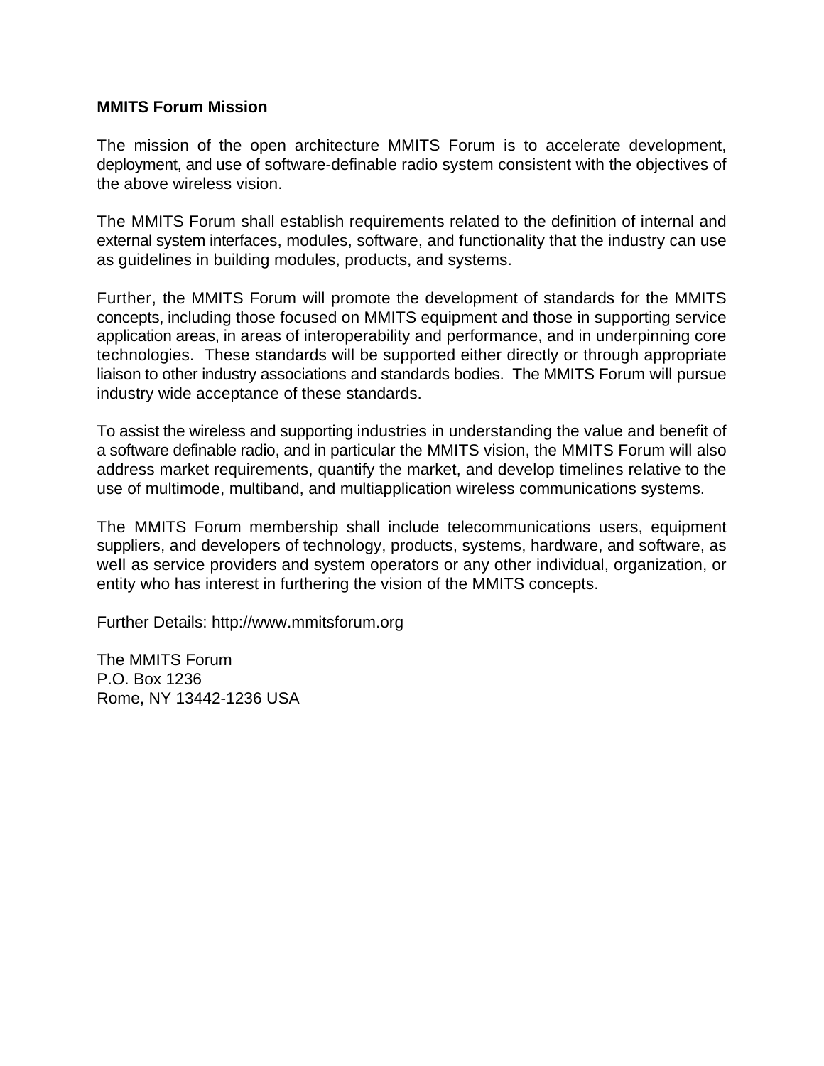**MMITS Forum Mission**

The mission of the open architecture MMITS Forum is to accelerate development, deployment, and use of software-definable radio system consistent with the objectives of the above wireless vision.

The MMITS Forum shall establish requirements related to the definition of internal and external system interfaces, modules, software, and functionality that the industry can use as guidelines in building modules, products, and systems.

Further, the MMITS Forum will promote the development of standards for the MMITS concepts, including those focused on MMITS equipment and those in supporting service application areas, in areas of interoperability and performance, and in underpinning core technologies. These standards will be supported either directly or through appropriate liaison to other industry associations and standards bodies. The MMITS Forum will pursue industry wide acceptance of these standards.

To assist the wireless and supporting industries in understanding the value and benefit of a software definable radio, and in particular the MMITS vision, the MMITS Forum will also address market requirements, quantify the market, and develop timelines relative to the use of multimode, multiband, and multiapplication wireless communications systems.

The MMITS Forum membership shall include telecommunications users, equipment suppliers, and developers of technology, products, systems, hardware, and software, as well as service providers and system operators or any other individual, organization, or entity who has interest in furthering the vision of the MMITS concepts.

Further Details: http://www.mmitsforum.org

The MMITS Forum
P.O. Box 1236
Rome, NY 13442-1236 USA